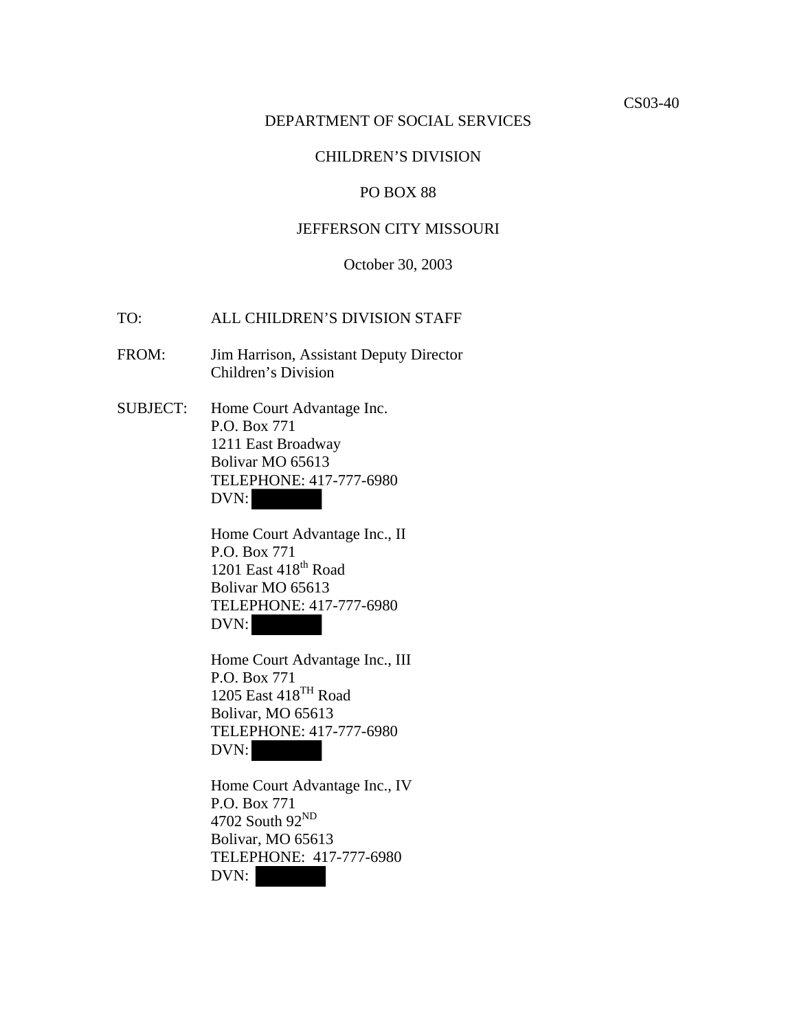CS03-40

DEPARTMENT OF SOCIAL SERVICES

CHILDREN'S DIVISION

PO BOX 88

JEFFERSON CITY MISSOURI

October 30, 2003

TO: ALL CHILDREN'S DIVISION STAFF

FROM: Jim Harrison, Assistant Deputy Director
Children's Division

SUBJECT: Home Court Advantage Inc.
P.O. Box 771
1211 East Broadway
Bolivar MO 65613
TELEPHONE: 417-777-6980
DVN: [REDACTED]

Home Court Advantage Inc., II
P.O. Box 771
1201 East 418th Road
Bolivar MO 65613
TELEPHONE: 417-777-6980
DVN: [REDACTED]

Home Court Advantage Inc., III
P.O. Box 771
1205 East 418TH Road
Bolivar, MO 65613
TELEPHONE: 417-777-6980
DVN: [REDACTED]

Home Court Advantage Inc., IV
P.O. Box 771
4702 South 92ND
Bolivar, MO 65613
TELEPHONE: 417-777-6980
DVN: [REDACTED]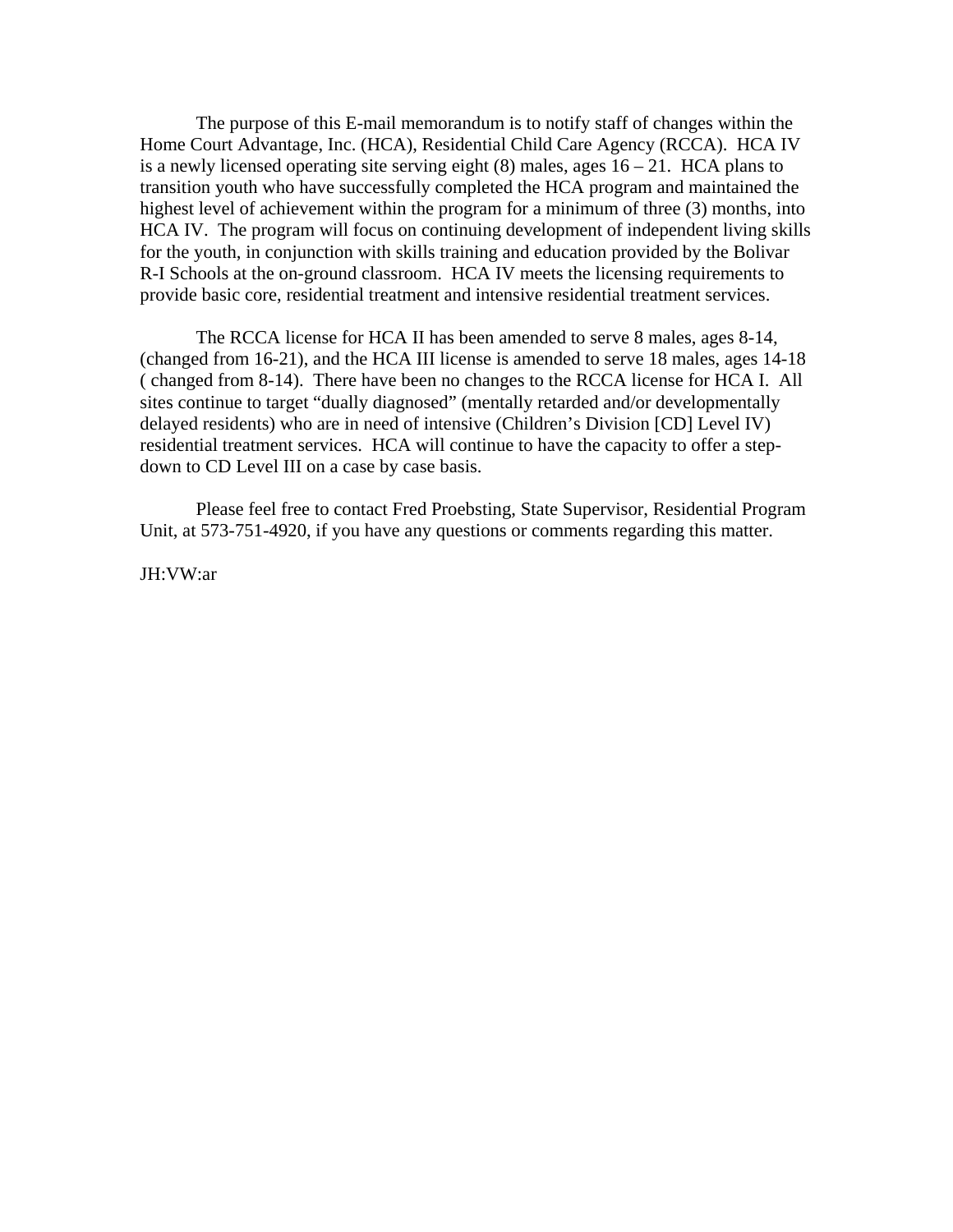The purpose of this E-mail memorandum is to notify staff of changes within the Home Court Advantage, Inc. (HCA), Residential Child Care Agency (RCCA). HCA IV is a newly licensed operating site serving eight (8) males, ages 16 – 21. HCA plans to transition youth who have successfully completed the HCA program and maintained the highest level of achievement within the program for a minimum of three (3) months, into HCA IV. The program will focus on continuing development of independent living skills for the youth, in conjunction with skills training and education provided by the Bolivar R-I Schools at the on-ground classroom. HCA IV meets the licensing requirements to provide basic core, residential treatment and intensive residential treatment services.

The RCCA license for HCA II has been amended to serve 8 males, ages 8-14, (changed from 16-21), and the HCA III license is amended to serve 18 males, ages 14-18 ( changed from 8-14). There have been no changes to the RCCA license for HCA I. All sites continue to target "dually diagnosed" (mentally retarded and/or developmentally delayed residents) who are in need of intensive (Children's Division [CD] Level IV) residential treatment services. HCA will continue to have the capacity to offer a step-down to CD Level III on a case by case basis.

Please feel free to contact Fred Proebsting, State Supervisor, Residential Program Unit, at 573-751-4920, if you have any questions or comments regarding this matter.

JH:VW:ar